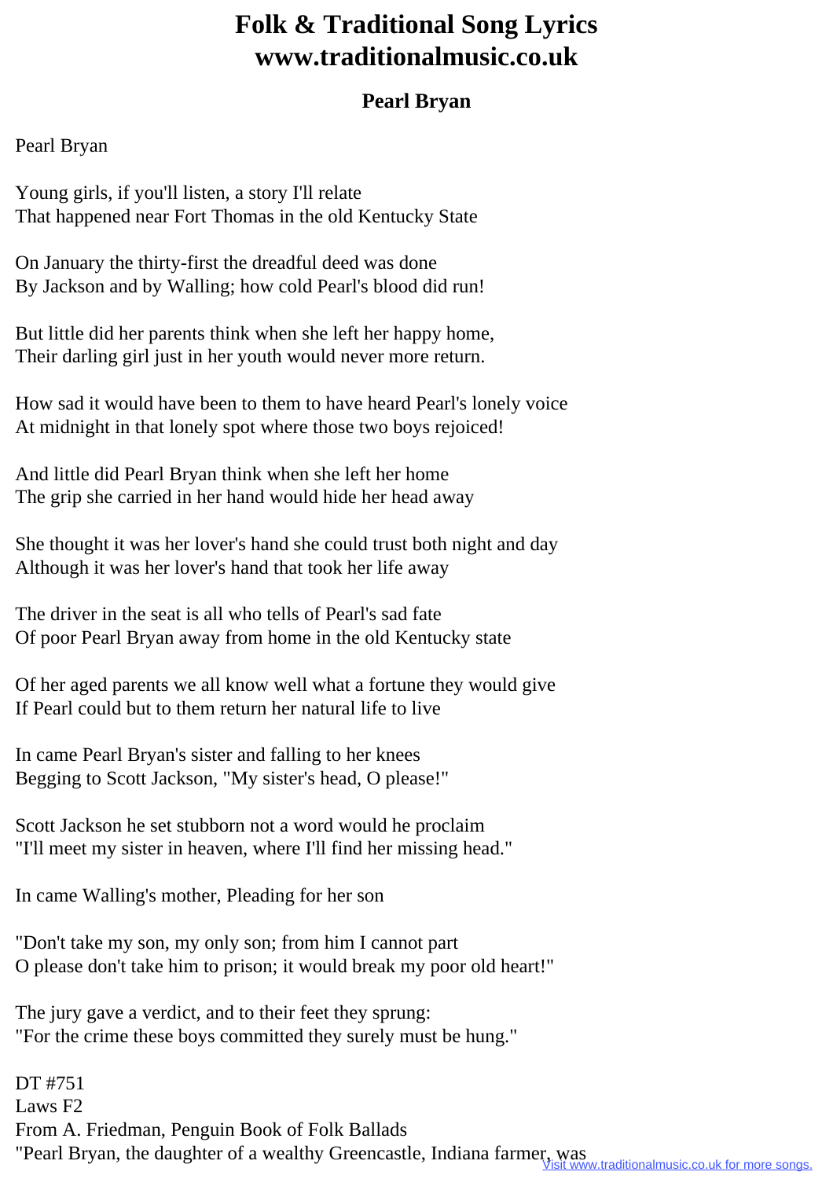# Folk & Traditional Song Lyrics
# www.traditionalmusic.co.uk

## Pearl Bryan

Pearl Bryan

Young girls, if you'll listen, a story I'll relate
That happened near Fort Thomas in the old Kentucky State

On January the thirty-first the dreadful deed was done
By Jackson and by Walling; how cold Pearl's blood did run!

But little did her parents think when she left her happy home,
Their darling girl just in her youth would never more return.

How sad it would have been to them to have heard Pearl's lonely voice
At midnight in that lonely spot where those two boys rejoiced!

And little did Pearl Bryan think when she left her home
The grip she carried in her hand would hide her head away

She thought it was her lover's hand she could trust both night and day
Although it was her lover's hand that took her life away

The driver in the seat is all who tells of Pearl's sad fate
Of poor Pearl Bryan away from home in the old Kentucky state

Of her aged parents we all know well what a fortune they would give
If Pearl could but to them return her natural life to live

In came Pearl Bryan's sister and falling to her knees
Begging to Scott Jackson, "My sister's head, O please!"

Scott Jackson he set stubborn not a word would he proclaim
"I'll meet my sister in heaven, where I'll find her missing head."

In came Walling's mother, Pleading for her son

"Don't take my son, my only son; from him I cannot part
O please don't take him to prison; it would break my poor old heart!"

The jury gave a verdict, and to their feet they sprung:
"For the crime these boys committed they surely must be hung."

DT #751
Laws F2
From A. Friedman, Penguin Book of Folk Ballads
"Pearl Bryan, the daughter of a wealthy Greencastle, Indiana farmer, was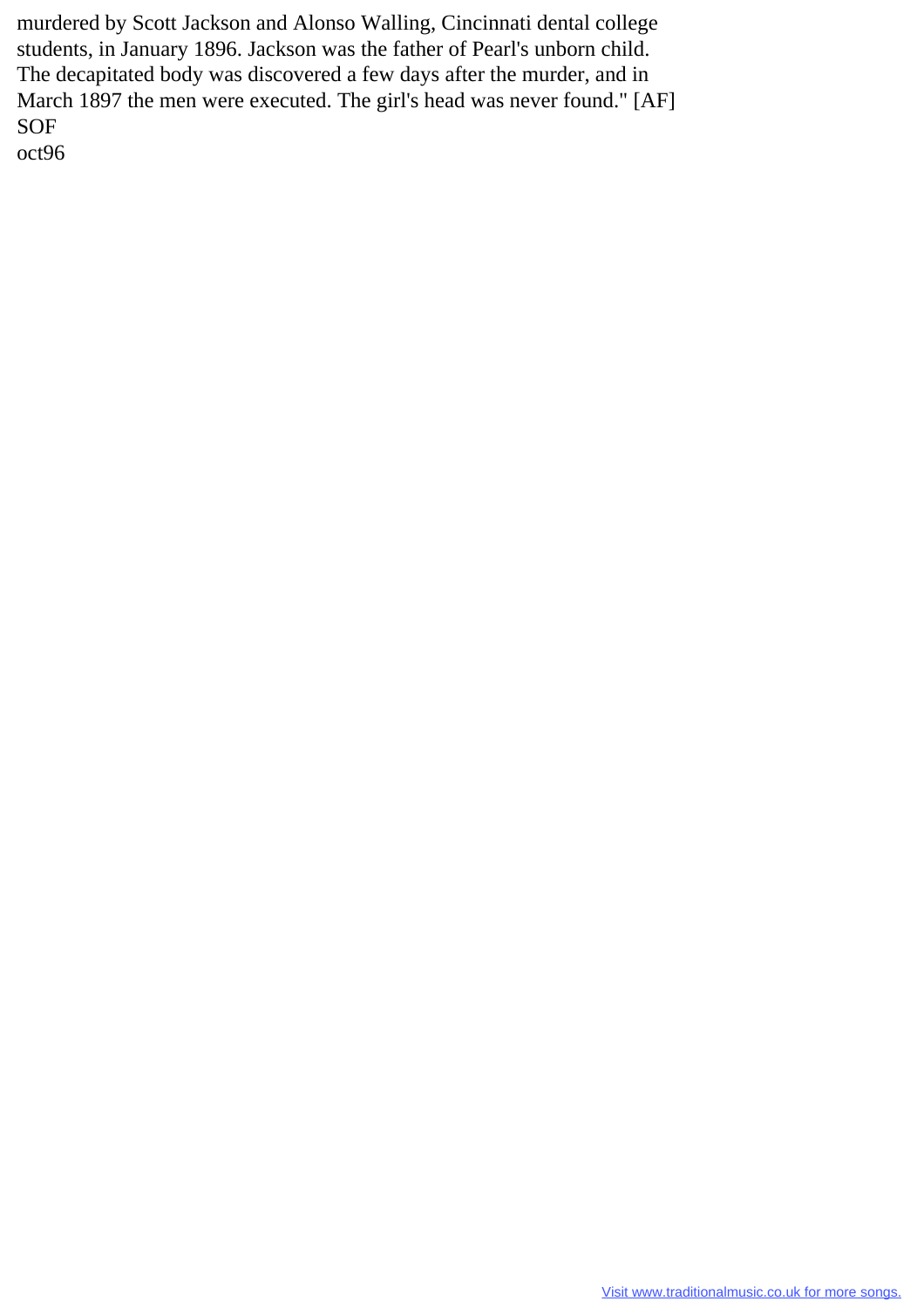murdered by Scott Jackson and Alonso Walling, Cincinnati dental college students, in January 1896. Jackson was the father of Pearl's unborn child. The decapitated body was discovered a few days after the murder, and in March 1897 the men were executed. The girl's head was never found." [AF]
SOF
oct96